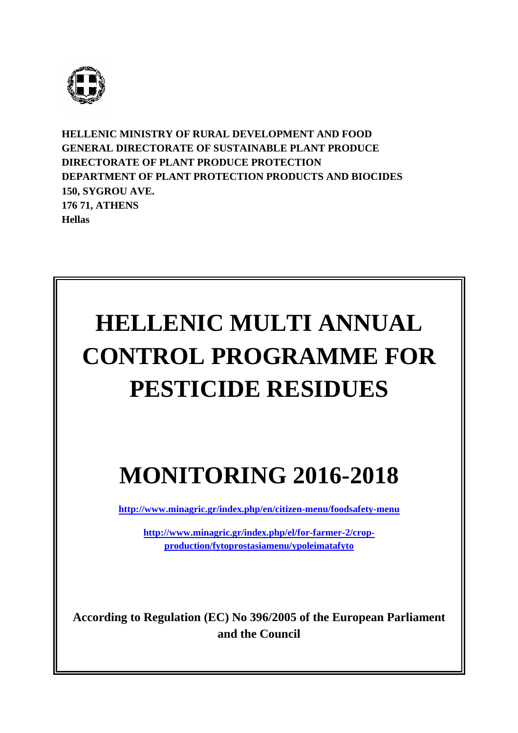**HELLENIC MINISTRY OF RURAL DEVELOPMENT AND FOOD**
**GENERAL DIRECTORATE OF SUSTAINABLE PLANT PRODUCE**
**DIRECTORATE OF PLANT PRODUCE PROTECTION**
**DEPARTMENT OF PLANT PROTECTION PRODUCTS AND BIOCIDES**
**150, SYGROU AVE.**
**176 71, ATHENS**
**Hellas**

# HELLENIC MULTI ANNUAL CONTROL PROGRAMME FOR PESTICIDE RESIDUES

# MONITORING 2016-2018

**http://www.minagric.gr/index.php/en/citizen-menu/foodsafety-menu**

**http://www.minagric.gr/index.php/el/for-farmer-2/crop-production/fytoprostasiamenu/ypoleimatafyto**

**According to Regulation (EC) No 396/2005 of the European Parliament and the Council**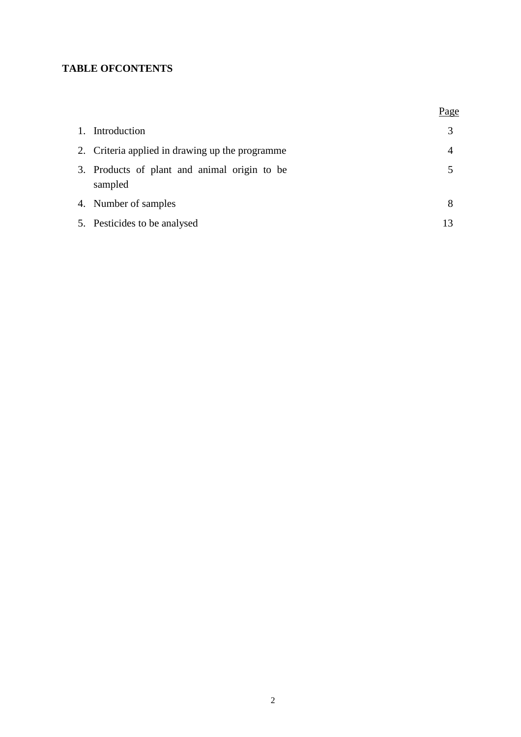**TABLE OFCONTENTS**

| | Page |
|---|---|
| 1. Introduction | 3 |
| 2. Criteria applied in drawing up the programme | 4 |
| 3. Products of plant and animal origin to be sampled | 5 |
| 4. Number of samples | 8 |
| 5. Pesticides to be analysed | 13 |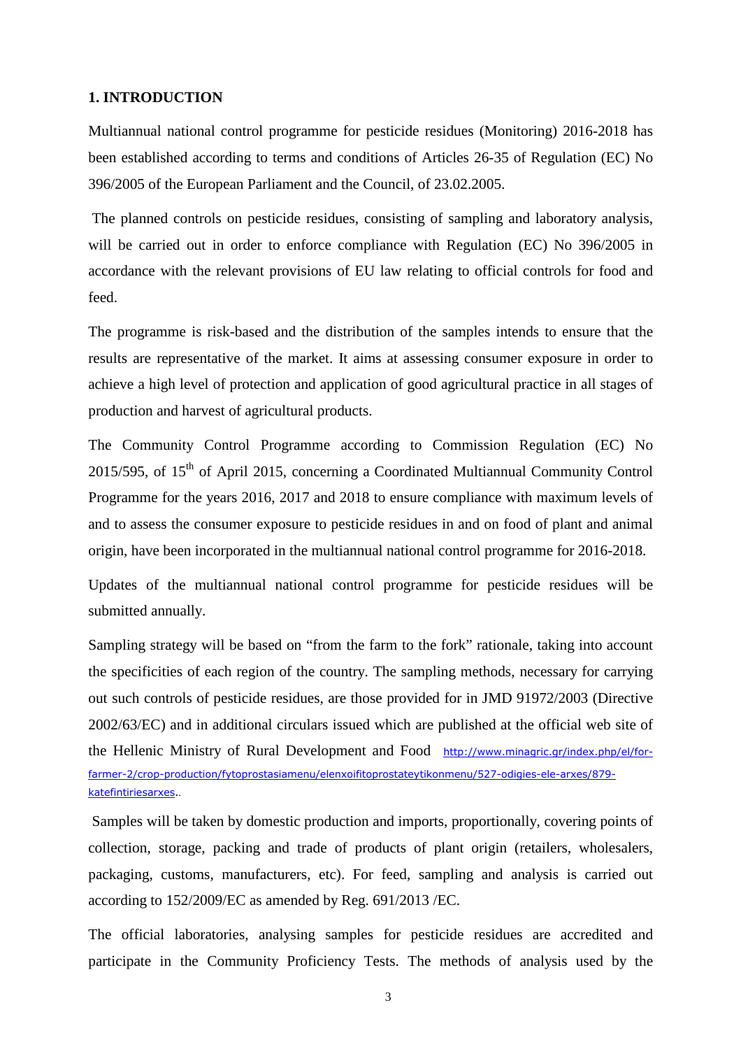## 1. INTRODUCTION

Multiannual national control programme for pesticide residues (Monitoring) 2016-2018 has been established according to terms and conditions of Articles 26-35 of Regulation (EC) No 396/2005 of the European Parliament and the Council, of 23.02.2005.

The planned controls on pesticide residues, consisting of sampling and laboratory analysis, will be carried out in order to enforce compliance with Regulation (EC) No 396/2005 in accordance with the relevant provisions of EU law relating to official controls for food and feed.

The programme is risk-based and the distribution of the samples intends to ensure that the results are representative of the market. It aims at assessing consumer exposure in order to achieve a high level of protection and application of good agricultural practice in all stages of production and harvest of agricultural products.

The Community Control Programme according to Commission Regulation (EC) No 2015/595, of 15th of April 2015, concerning a Coordinated Multiannual Community Control Programme for the years 2016, 2017 and 2018 to ensure compliance with maximum levels of and to assess the consumer exposure to pesticide residues in and on food of plant and animal origin, have been incorporated in the multiannual national control programme for 2016-2018.

Updates of the multiannual national control programme for pesticide residues will be submitted annually.

Sampling strategy will be based on "from the farm to the fork" rationale, taking into account the specificities of each region of the country. The sampling methods, necessary for carrying out such controls of pesticide residues, are those provided for in JMD 91972/2003 (Directive 2002/63/EC) and in additional circulars issued which are published at the official web site of the Hellenic Ministry of Rural Development and Food http://www.minagric.gr/index.php/el/for-farmer-2/crop-production/fytoprostasiamenu/elenxoifitoprostateytikonmenu/527-odigies-ele-arxes/879-katefintiriesarxes..

Samples will be taken by domestic production and imports, proportionally, covering points of collection, storage, packing and trade of products of plant origin (retailers, wholesalers, packaging, customs, manufacturers, etc). For feed, sampling and analysis is carried out according to 152/2009/EC as amended by Reg. 691/2013 /EC.

The official laboratories, analysing samples for pesticide residues are accredited and participate in the Community Proficiency Tests. The methods of analysis used by the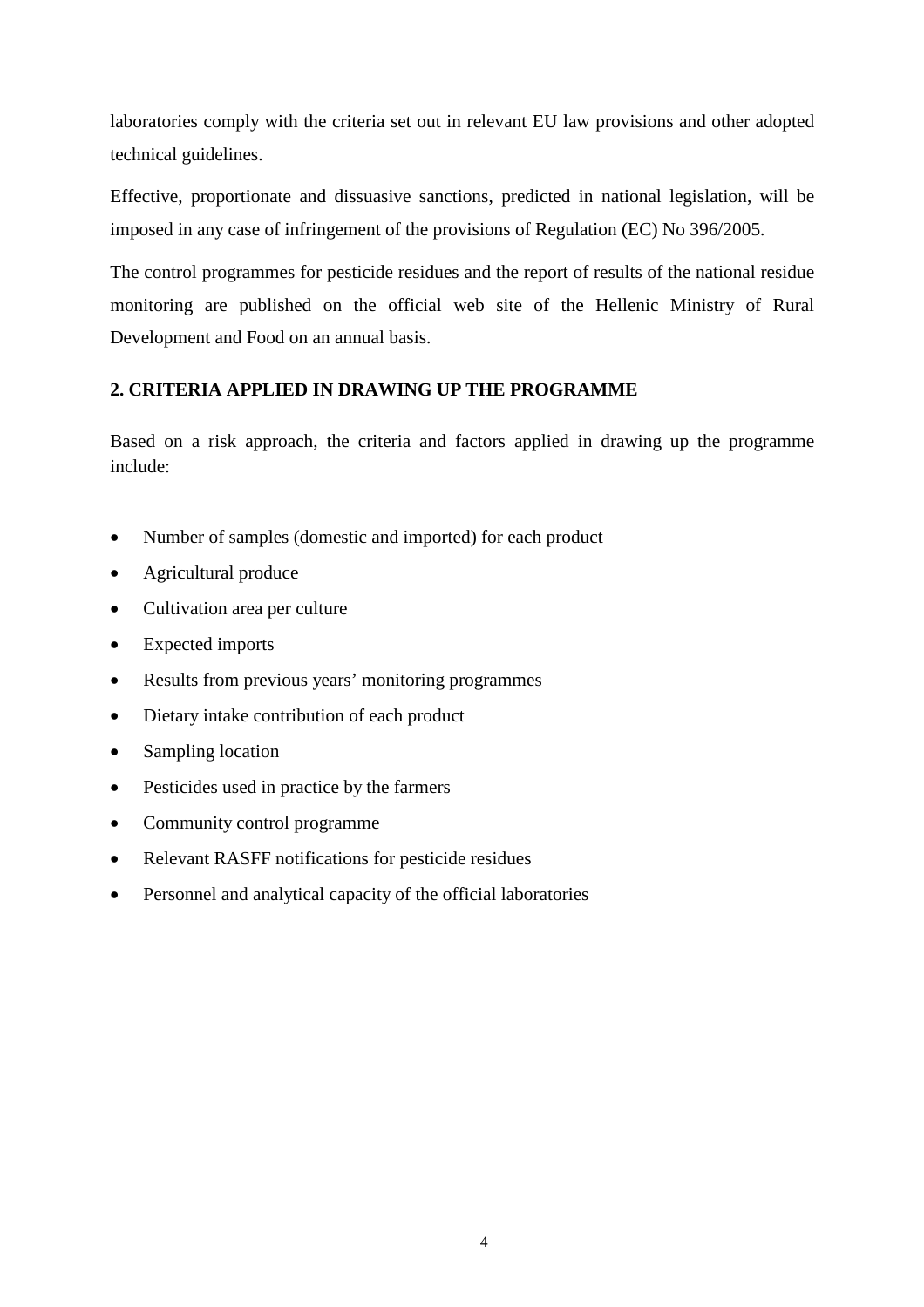laboratories comply with the criteria set out in relevant EU law provisions and other adopted technical guidelines.

Effective, proportionate and dissuasive sanctions, predicted in national legislation, will be imposed in any case of infringement of the provisions of Regulation (EC) No 396/2005.

The control programmes for pesticide residues and the report of results of the national residue monitoring are published on the official web site of the Hellenic Ministry of Rural Development and Food on an annual basis.

## 2. CRITERIA APPLIED IN DRAWING UP THE PROGRAMME

Based on a risk approach, the criteria and factors applied in drawing up the programme include:

- Number of samples (domestic and imported) for each product
- Agricultural produce
- Cultivation area per culture
- Expected imports
- Results from previous years' monitoring programmes
- Dietary intake contribution of each product
- Sampling location
- Pesticides used in practice by the farmers
- Community control programme
- Relevant RASFF notifications for pesticide residues
- Personnel and analytical capacity of the official laboratories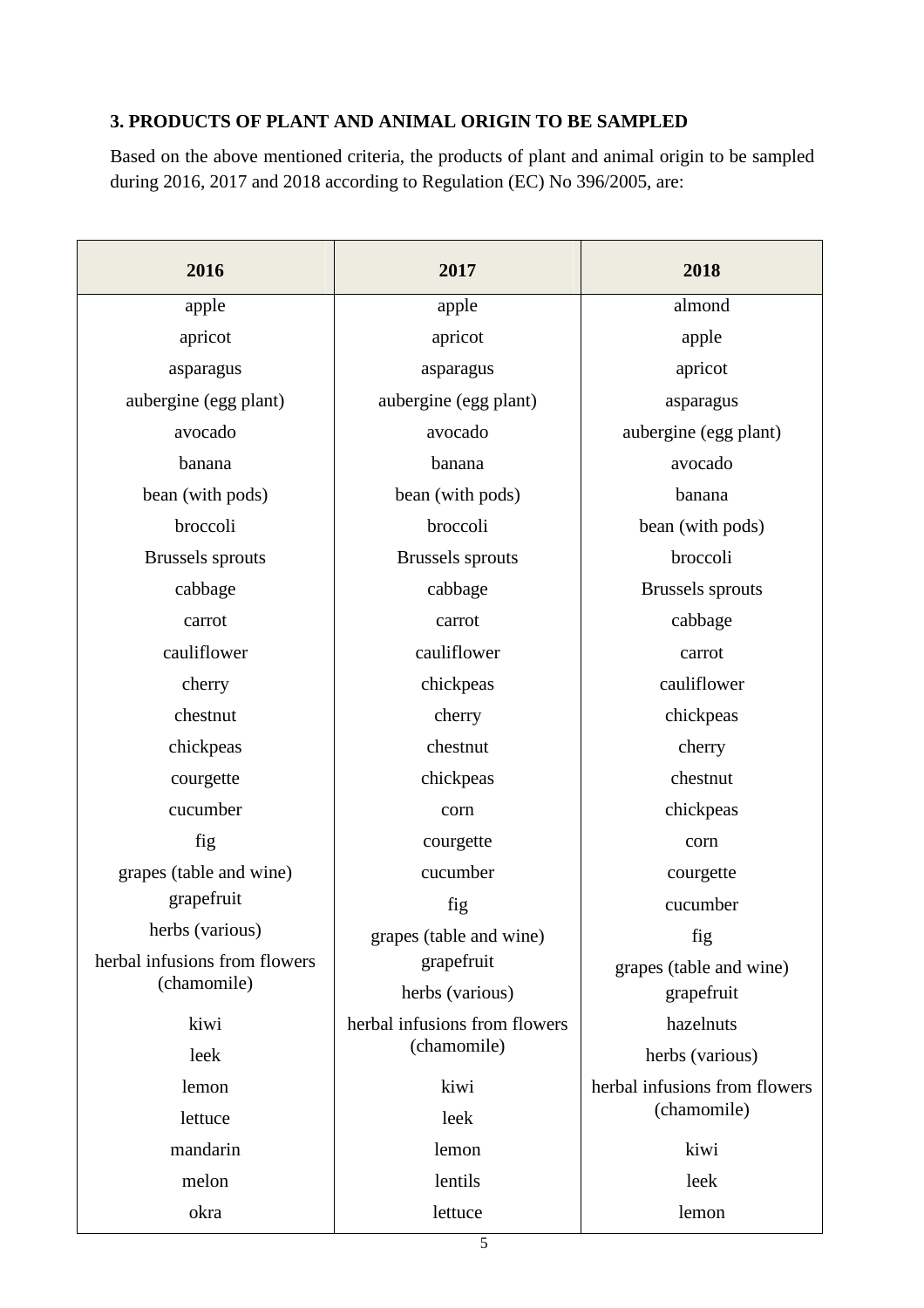## 3. PRODUCTS OF PLANT AND ANIMAL ORIGIN TO BE SAMPLED

Based on the above mentioned criteria, the products of plant and animal origin to be sampled during 2016, 2017 and 2018 according to Regulation (EC) No 396/2005, are:

| 2016 | 2017 | 2018 |
|---|---|---|
| apple | apple | almond |
| apricot | apricot | apple |
| asparagus | asparagus | apricot |
| aubergine (egg plant) | aubergine (egg plant) | asparagus |
| avocado | avocado | aubergine (egg plant) |
| banana | banana | avocado |
| bean (with pods) | bean (with pods) | banana |
| broccoli | broccoli | bean (with pods) |
| Brussels sprouts | Brussels sprouts | broccoli |
| cabbage | cabbage | Brussels sprouts |
| carrot | carrot | cabbage |
| cauliflower | cauliflower | carrot |
| cherry | chickpeas | cauliflower |
| chestnut | cherry | chickpeas |
| chickpeas | chestnut | cherry |
| courgette | chickpeas | chestnut |
| cucumber | corn | chickpeas |
| fig | courgette | corn |
| grapes (table and wine) | cucumber | courgette |
| grapefruit | fig | cucumber |
| herbs (various) | grapes (table and wine) | fig |
| herbal infusions from flowers (chamomile) | grapefruit | grapes (table and wine) |
| kiwi | herbs (various) | grapefruit |
| leek | herbal infusions from flowers (chamomile) | hazelnuts |
| lemon | kiwi | herbs (various) |
| lettuce | leek | herbal infusions from flowers (chamomile) |
| mandarin | lemon | kiwi |
| melon | lentils | leek |
| okra | lettuce | lemon |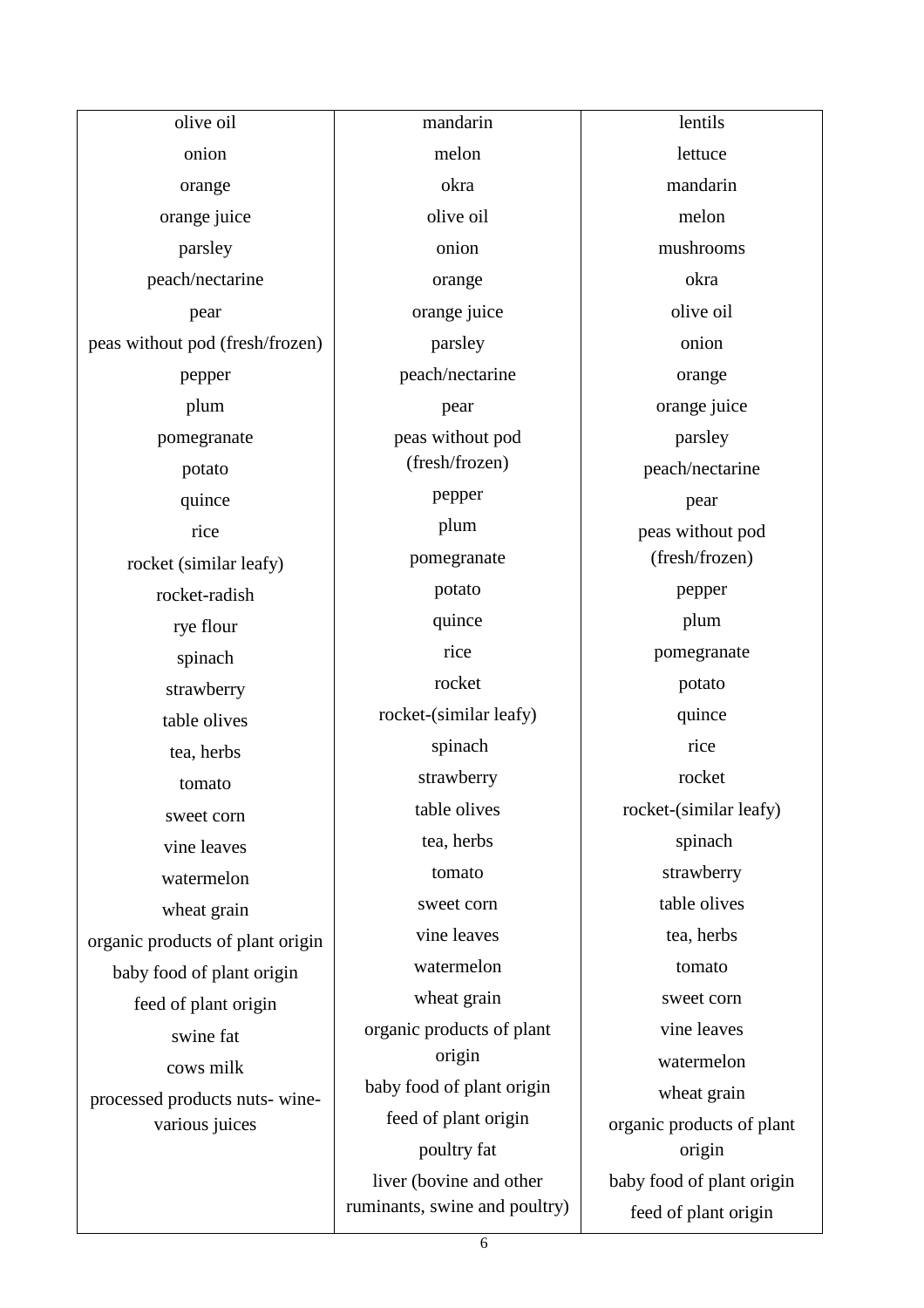| olive oil | mandarin | lentils |
|---|---|---|
| onion | melon | lettuce |
| orange | okra | mandarin |
| orange juice | olive oil | melon |
| parsley | onion | mushrooms |
| peach/nectarine | orange | okra |
| pear | orange juice | olive oil |
| peas without pod (fresh/frozen) | parsley | onion |
| pepper | peach/nectarine | orange |
| plum | pear | orange juice |
| pomegranate | peas without pod (fresh/frozen) | parsley |
| potato | pepper | peach/nectarine |
| quince | plum | pear |
| rice | pomegranate | peas without pod (fresh/frozen) |
| rocket (similar leafy) | potato | pepper |
| rocket-radish | quince | plum |
| rye flour | rice | pomegranate |
| spinach | rocket | potato |
| strawberry | rocket-(similar leafy) | quince |
| table olives | spinach | rice |
| tea, herbs | strawberry | rocket |
| tomato | table olives | rocket-(similar leafy) |
| sweet corn | tea, herbs | spinach |
| vine leaves | tomato | strawberry |
| watermelon | sweet corn | table olives |
| wheat grain | vine leaves | tea, herbs |
| organic products of plant origin | watermelon | tomato |
| baby food of plant origin | wheat grain | sweet corn |
| feed of plant origin | organic products of plant origin | vine leaves |
| swine fat | baby food of plant origin | watermelon |
| cows milk | feed of plant origin | wheat grain |
| processed products nuts- wine-various juices | poultry fat | organic products of plant origin |
| | liver (bovine and other ruminants, swine and poultry) | baby food of plant origin |
| | | feed of plant origin |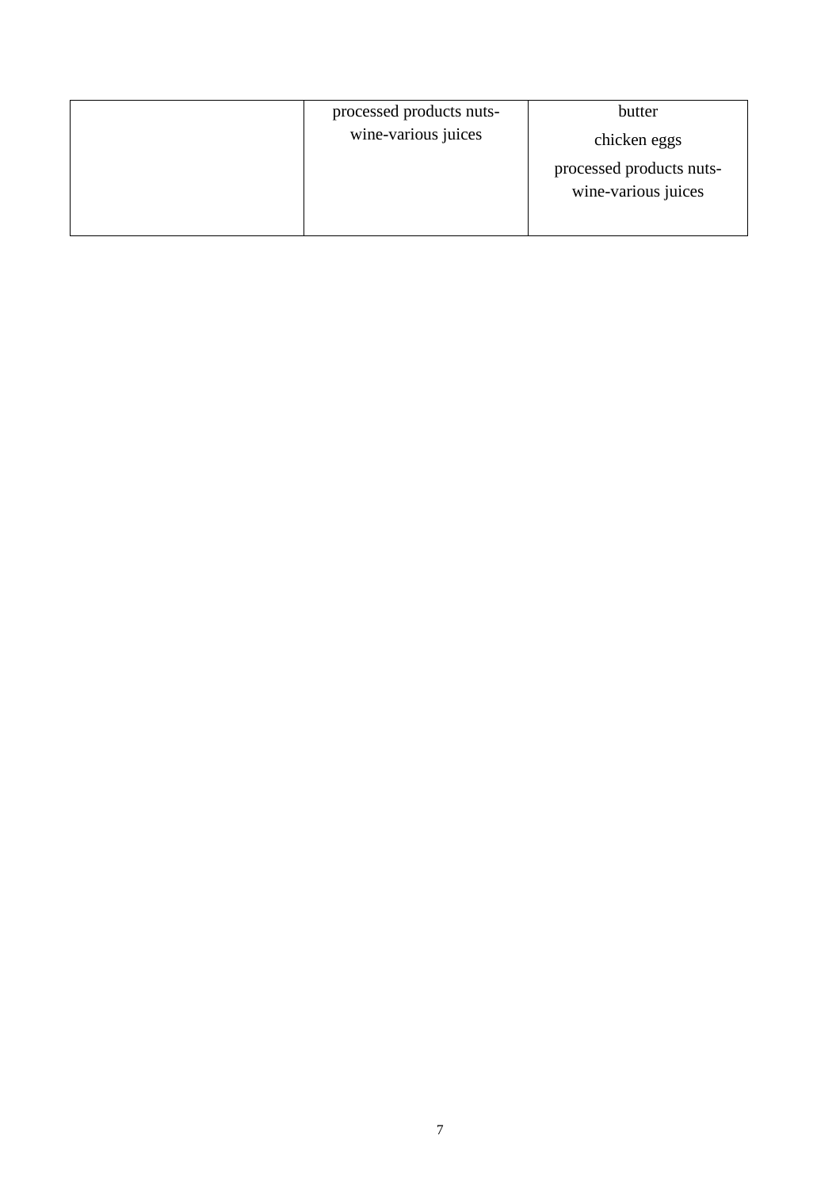|  |  |  |
|---|---|---|
|  | processed products nuts-wine-various juices | butter<br>chicken eggs<br>processed products nuts-wine-various juices |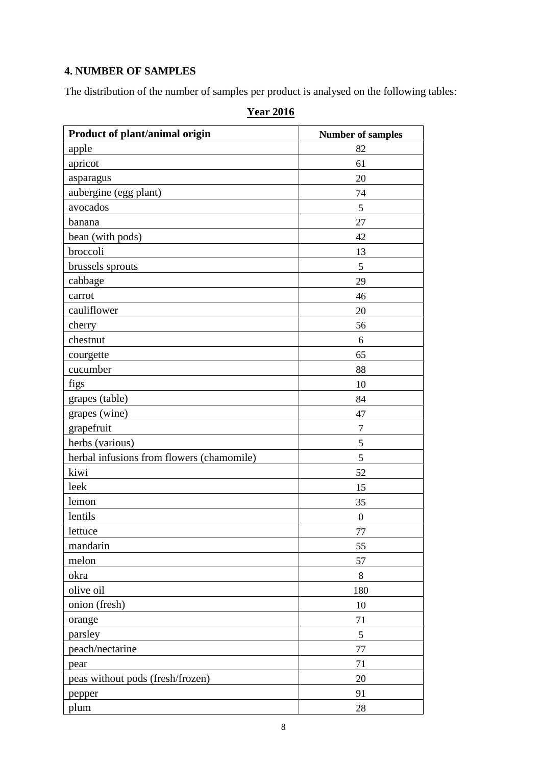## 4. NUMBER OF SAMPLES

The distribution of the number of samples per product is analysed on the following tables:

**Year 2016**

| Product of plant/animal origin | Number of samples |
|---|---|
| apple | 82 |
| apricot | 61 |
| asparagus | 20 |
| aubergine (egg plant) | 74 |
| avocados | 5 |
| banana | 27 |
| bean (with pods) | 42 |
| broccoli | 13 |
| brussels sprouts | 5 |
| cabbage | 29 |
| carrot | 46 |
| cauliflower | 20 |
| cherry | 56 |
| chestnut | 6 |
| courgette | 65 |
| cucumber | 88 |
| figs | 10 |
| grapes (table) | 84 |
| grapes (wine) | 47 |
| grapefruit | 7 |
| herbs (various) | 5 |
| herbal infusions from flowers (chamomile) | 5 |
| kiwi | 52 |
| leek | 15 |
| lemon | 35 |
| lentils | 0 |
| lettuce | 77 |
| mandarin | 55 |
| melon | 57 |
| okra | 8 |
| olive oil | 180 |
| onion (fresh) | 10 |
| orange | 71 |
| parsley | 5 |
| peach/nectarine | 77 |
| pear | 71 |
| peas without pods (fresh/frozen) | 20 |
| pepper | 91 |
| plum | 28 |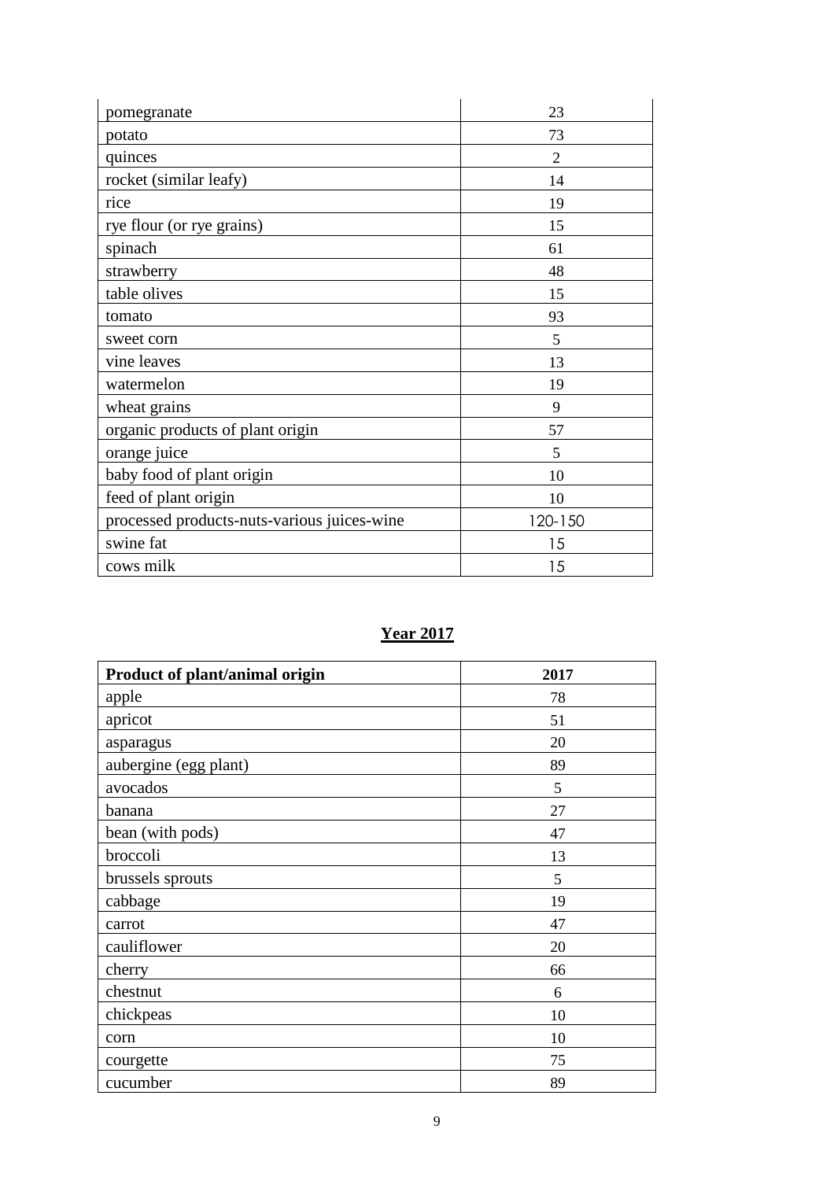| | |
|---|---|
| pomegranate | 23 |
| potato | 73 |
| quinces | 2 |
| rocket (similar leafy) | 14 |
| rice | 19 |
| rye flour (or rye grains) | 15 |
| spinach | 61 |
| strawberry | 48 |
| table olives | 15 |
| tomato | 93 |
| sweet corn | 5 |
| vine leaves | 13 |
| watermelon | 19 |
| wheat grains | 9 |
| organic products of plant origin | 57 |
| orange juice | 5 |
| baby food of plant origin | 10 |
| feed of plant origin | 10 |
| processed products-nuts-various juices-wine | 120-150 |
| swine fat | 15 |
| cows milk | 15 |

**Year 2017**

| Product of plant/animal origin | 2017 |
|---|---|
| apple | 78 |
| apricot | 51 |
| asparagus | 20 |
| aubergine (egg plant) | 89 |
| avocados | 5 |
| banana | 27 |
| bean (with pods) | 47 |
| broccoli | 13 |
| brussels sprouts | 5 |
| cabbage | 19 |
| carrot | 47 |
| cauliflower | 20 |
| cherry | 66 |
| chestnut | 6 |
| chickpeas | 10 |
| corn | 10 |
| courgette | 75 |
| cucumber | 89 |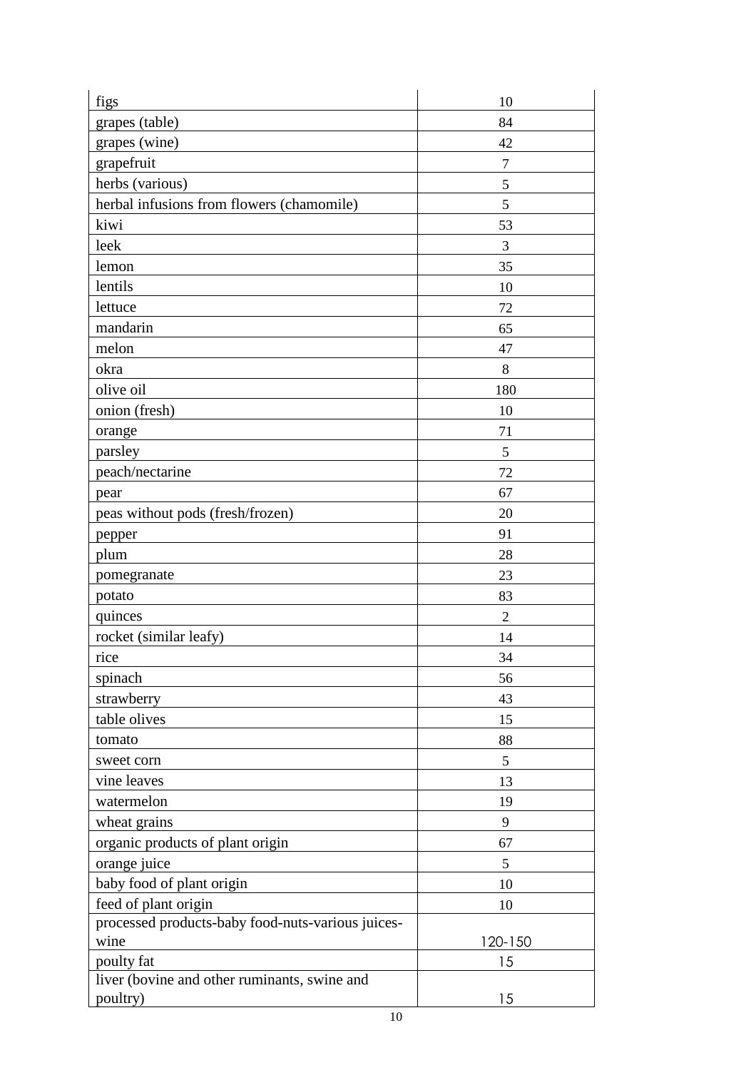| | |
|---|---|
| figs | 10 |
| grapes (table) | 84 |
| grapes (wine) | 42 |
| grapefruit | 7 |
| herbs (various) | 5 |
| herbal infusions from flowers (chamomile) | 5 |
| kiwi | 53 |
| leek | 3 |
| lemon | 35 |
| lentils | 10 |
| lettuce | 72 |
| mandarin | 65 |
| melon | 47 |
| okra | 8 |
| olive oil | 180 |
| onion (fresh) | 10 |
| orange | 71 |
| parsley | 5 |
| peach/nectarine | 72 |
| pear | 67 |
| peas without pods (fresh/frozen) | 20 |
| pepper | 91 |
| plum | 28 |
| pomegranate | 23 |
| potato | 83 |
| quinces | 2 |
| rocket (similar leafy) | 14 |
| rice | 34 |
| spinach | 56 |
| strawberry | 43 |
| table olives | 15 |
| tomato | 88 |
| sweet corn | 5 |
| vine leaves | 13 |
| watermelon | 19 |
| wheat grains | 9 |
| organic products of plant origin | 67 |
| orange juice | 5 |
| baby food of plant origin | 10 |
| feed of plant origin | 10 |
| processed products-baby food-nuts-various juices-wine | 120-150 |
| poulty fat | 15 |
| liver (bovine and other ruminants, swine and poultry) | 15 |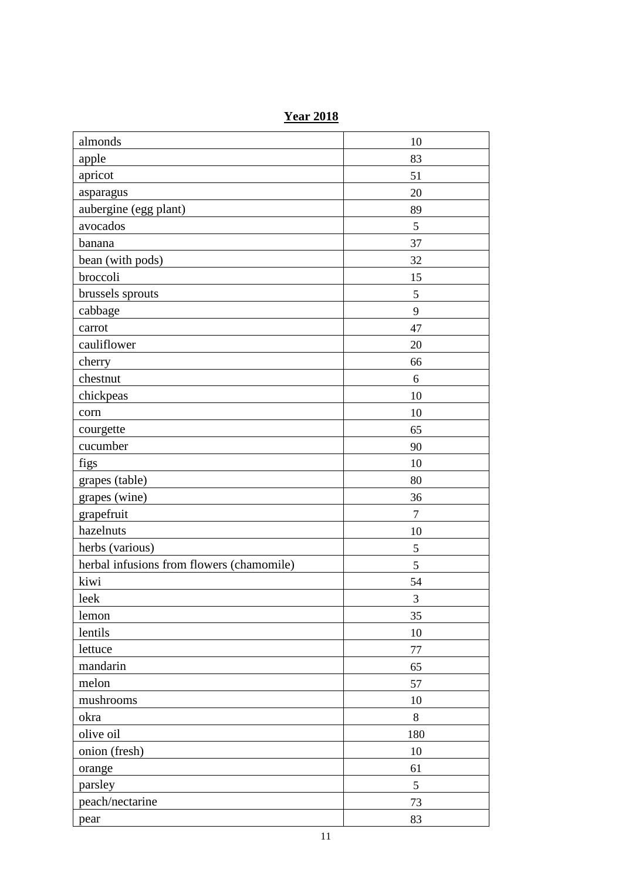**Year 2018**

| | |
|---|---|
| almonds | 10 |
| apple | 83 |
| apricot | 51 |
| asparagus | 20 |
| aubergine (egg plant) | 89 |
| avocados | 5 |
| banana | 37 |
| bean (with pods) | 32 |
| broccoli | 15 |
| brussels sprouts | 5 |
| cabbage | 9 |
| carrot | 47 |
| cauliflower | 20 |
| cherry | 66 |
| chestnut | 6 |
| chickpeas | 10 |
| corn | 10 |
| courgette | 65 |
| cucumber | 90 |
| figs | 10 |
| grapes (table) | 80 |
| grapes (wine) | 36 |
| grapefruit | 7 |
| hazelnuts | 10 |
| herbs (various) | 5 |
| herbal infusions from flowers (chamomile) | 5 |
| kiwi | 54 |
| leek | 3 |
| lemon | 35 |
| lentils | 10 |
| lettuce | 77 |
| mandarin | 65 |
| melon | 57 |
| mushrooms | 10 |
| okra | 8 |
| olive oil | 180 |
| onion (fresh) | 10 |
| orange | 61 |
| parsley | 5 |
| peach/nectarine | 73 |
| pear | 83 |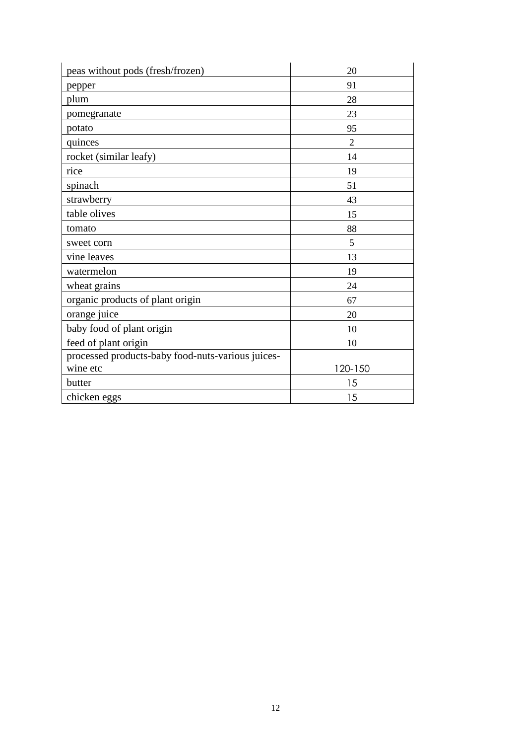| peas without pods (fresh/frozen) | 20 |
|---|---|
| pepper | 91 |
| plum | 28 |
| pomegranate | 23 |
| potato | 95 |
| quinces | 2 |
| rocket (similar leafy) | 14 |
| rice | 19 |
| spinach | 51 |
| strawberry | 43 |
| table olives | 15 |
| tomato | 88 |
| sweet corn | 5 |
| vine leaves | 13 |
| watermelon | 19 |
| wheat grains | 24 |
| organic products of plant origin | 67 |
| orange juice | 20 |
| baby food of plant origin | 10 |
| feed of plant origin | 10 |
| processed products-baby food-nuts-various juices-wine etc | 120-150 |
| butter | 15 |
| chicken eggs | 15 |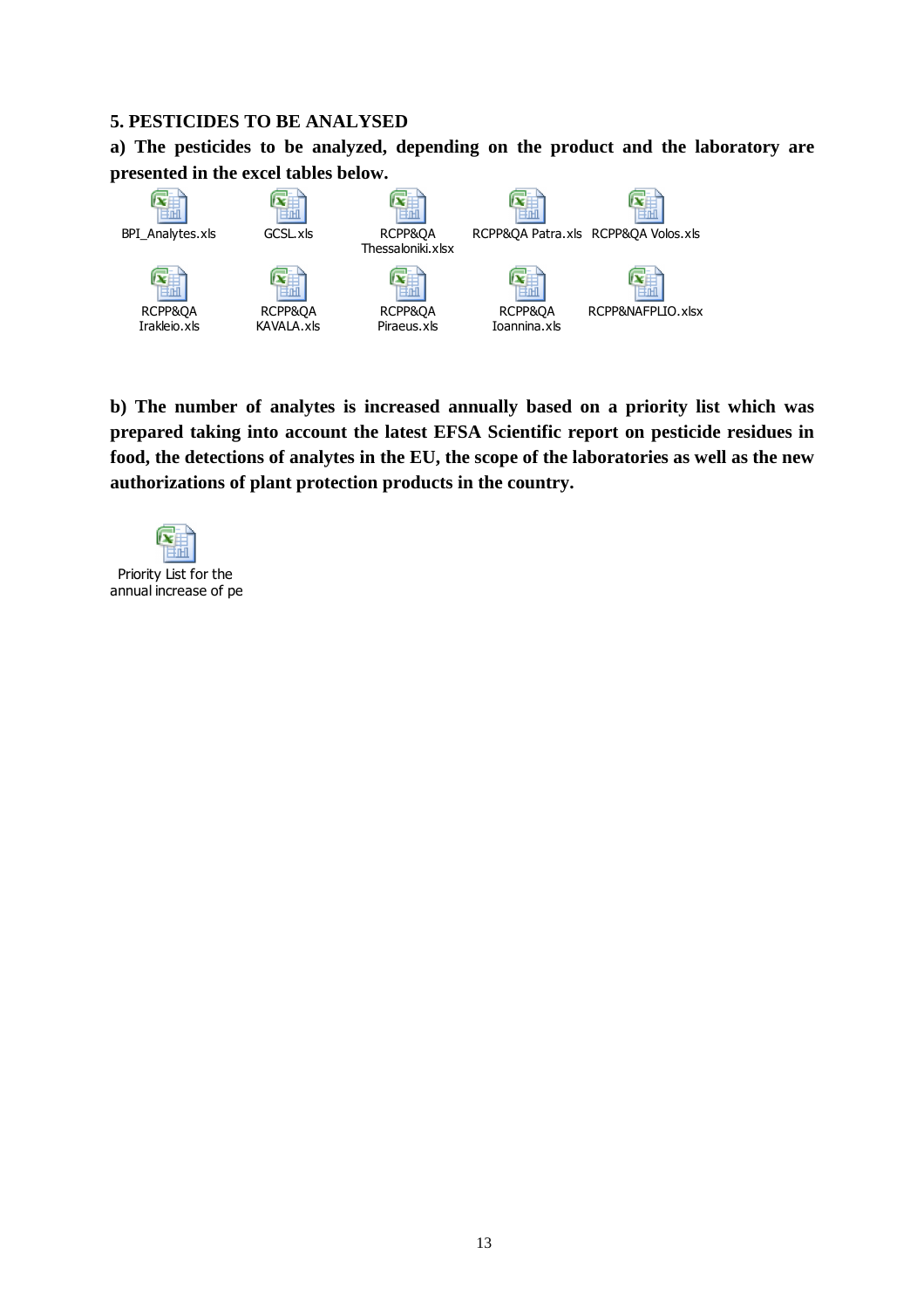**5. PESTICIDES TO BE ANALYSED**

**a) The pesticides to be analyzed, depending on the product and the laboratory are presented in the excel tables below.**

BPI_Analytes.xls

GCSL.xls

RCPP&QA Thessaloniki.xlsx

RCPP&QA Patra.xls

RCPP&QA Volos.xls

RCPP&QA Irakleio.xls

RCPP&QA KAVALA.xls

RCPP&QA Piraeus.xls

RCPP&QA Ioannina.xls

RCPP&NAFPLIO.xlsx

**b) The number of analytes is increased annually based on a priority list which was prepared taking into account the latest EFSA Scientific report on pesticide residues in food, the detections of analytes in the EU, the scope of the laboratories as well as the new authorizations of plant protection products in the country.**

Priority List for the annual increase of pe